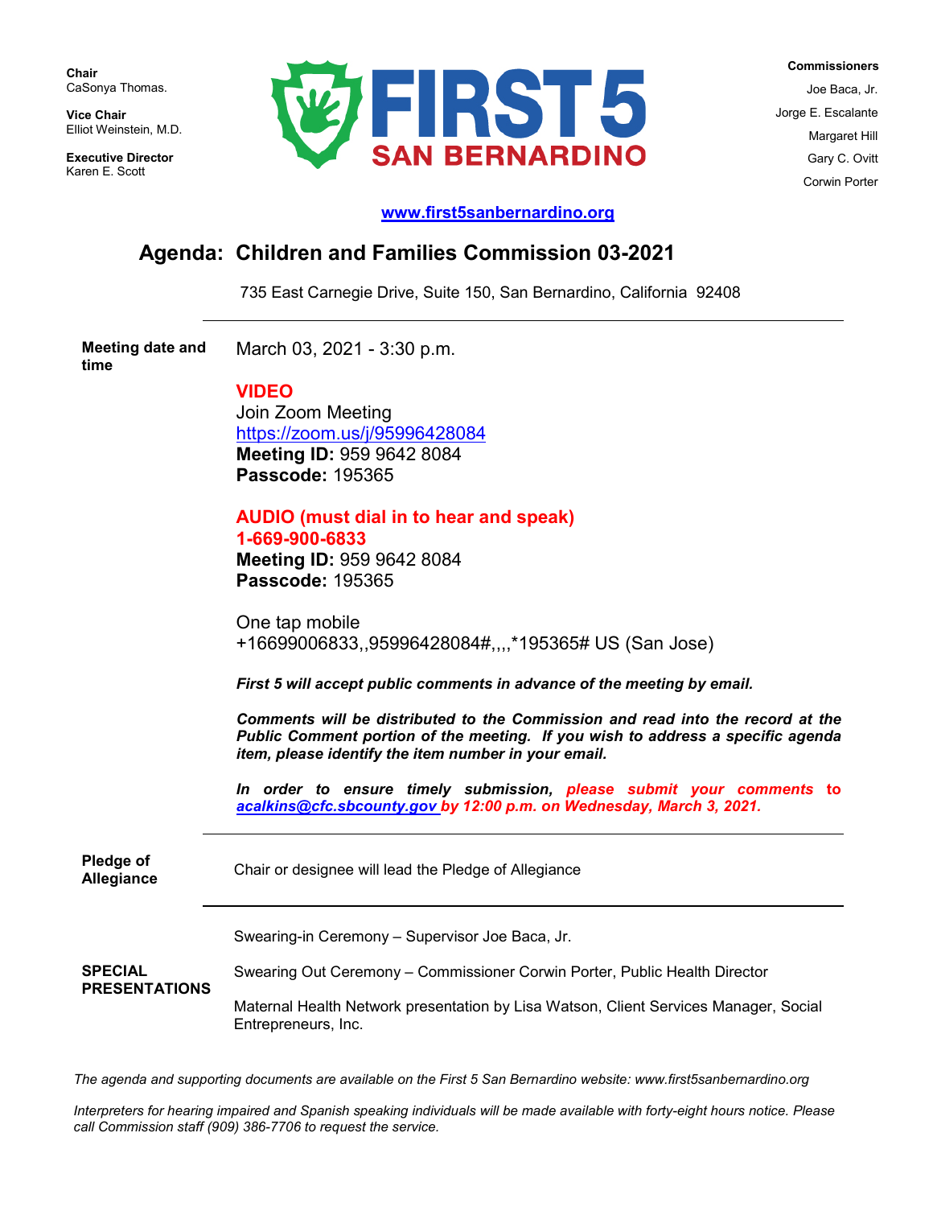**Chair**
CaSonya Thomas.

**Vice Chair**
Elliot Weinstein, M.D.

**Executive Director**
Karen E. Scott

**FIRST 5 SAN BERNARDINO**

**Commissioners**
Joe Baca, Jr.
Jorge E. Escalante
Margaret Hill
Gary C. Ovitt
Corwin Porter

[www.first5sanbernardino.org](http://www.first5sanbernardino.org)

# Agenda: Children and Families Commission 03-2021

735 East Carnegie Drive, Suite 150, San Bernardino, California 92408

---

**Meeting date and time**

March 03, 2021 - 3:30 p.m.

**VIDEO**
Join Zoom Meeting
[https://zoom.us/j/95996428084](https://zoom.us/j/95996428084)
**Meeting ID:** 959 9642 8084
**Passcode:** 195365

**AUDIO (must dial in to hear and speak)**
**1-669-900-6833**
**Meeting ID:** 959 9642 8084
**Passcode:** 195365

One tap mobile
+16699006833,,95996428084#,,,,*195365# US (San Jose)

***First 5 will accept public comments in advance of the meeting by email.***

***Comments will be distributed to the Commission and read into the record at the Public Comment portion of the meeting. If you wish to address a specific agenda item, please identify the item number in your email.***

***In order to ensure timely submission, please submit your comments to [acalkins@cfc.sbcounty.gov](mailto:acalkins@cfc.sbcounty.gov) by 12:00 p.m. on Wednesday, March 3, 2021.***

---

**Pledge of Allegiance**

Chair or designee will lead the Pledge of Allegiance

---

**SPECIAL PRESENTATIONS**

Swearing-in Ceremony – Supervisor Joe Baca, Jr.

Swearing Out Ceremony – Commissioner Corwin Porter, Public Health Director

Maternal Health Network presentation by Lisa Watson, Client Services Manager, Social Entrepreneurs, Inc.

*The agenda and supporting documents are available on the First 5 San Bernardino website: www.first5sanbernardino.org*

*Interpreters for hearing impaired and Spanish speaking individuals will be made available with forty-eight hours notice. Please call Commission staff (909) 386-7706 to request the service.*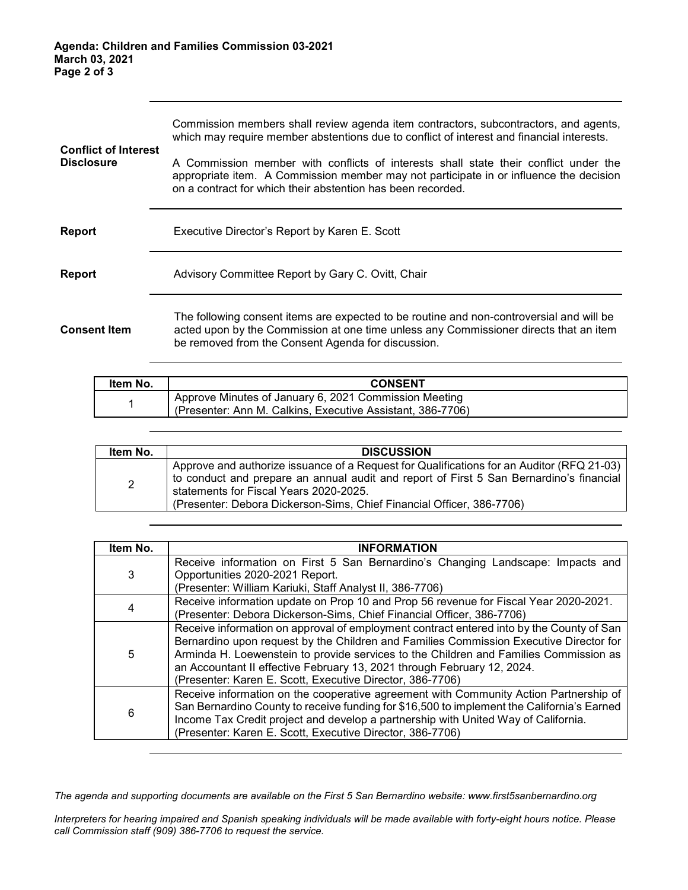| | |
|---|---|
| **Conflict of Interest Disclosure** | Commission members shall review agenda item contractors, subcontractors, and agents, which may require member abstentions due to conflict of interest and financial interests.<br><br>A Commission member with conflicts of interests shall state their conflict under the appropriate item. A Commission member may not participate in or influence the decision on a contract for which their abstention has been recorded. |
| **Report** | Executive Director's Report by Karen E. Scott |
| **Report** | Advisory Committee Report by Gary C. Ovitt, Chair |
| **Consent Item** | The following consent items are expected to be routine and non-controversial and will be acted upon by the Commission at one time unless any Commissioner directs that an item be removed from the Consent Agenda for discussion. |

| Item No. | CONSENT |
|---|---|
| 1 | Approve Minutes of January 6, 2021 Commission Meeting<br>(Presenter: Ann M. Calkins, Executive Assistant, 386-7706) |

| Item No. | DISCUSSION |
|---|---|
| 2 | Approve and authorize issuance of a Request for Qualifications for an Auditor (RFQ 21-03) to conduct and prepare an annual audit and report of First 5 San Bernardino's financial statements for Fiscal Years 2020-2025.<br>(Presenter: Debora Dickerson-Sims, Chief Financial Officer, 386-7706) |

| Item No. | INFORMATION |
|---|---|
| 3 | Receive information on First 5 San Bernardino's Changing Landscape: Impacts and Opportunities 2020-2021 Report.<br>(Presenter: William Kariuki, Staff Analyst II, 386-7706) |
| 4 | Receive information update on Prop 10 and Prop 56 revenue for Fiscal Year 2020-2021.<br>(Presenter: Debora Dickerson-Sims, Chief Financial Officer, 386-7706) |
| 5 | Receive information on approval of employment contract entered into by the County of San Bernardino upon request by the Children and Families Commission Executive Director for Arminda H. Loewenstein to provide services to the Children and Families Commission as an Accountant II effective February 13, 2021 through February 12, 2024.<br>(Presenter: Karen E. Scott, Executive Director, 386-7706) |
| 6 | Receive information on the cooperative agreement with Community Action Partnership of San Bernardino County to receive funding for $16,500 to implement the California's Earned Income Tax Credit project and develop a partnership with United Way of California.<br>(Presenter: Karen E. Scott, Executive Director, 386-7706) |

*The agenda and supporting documents are available on the First 5 San Bernardino website: www.first5sanbernardino.org*

*Interpreters for hearing impaired and Spanish speaking individuals will be made available with forty-eight hours notice. Please call Commission staff (909) 386-7706 to request the service.*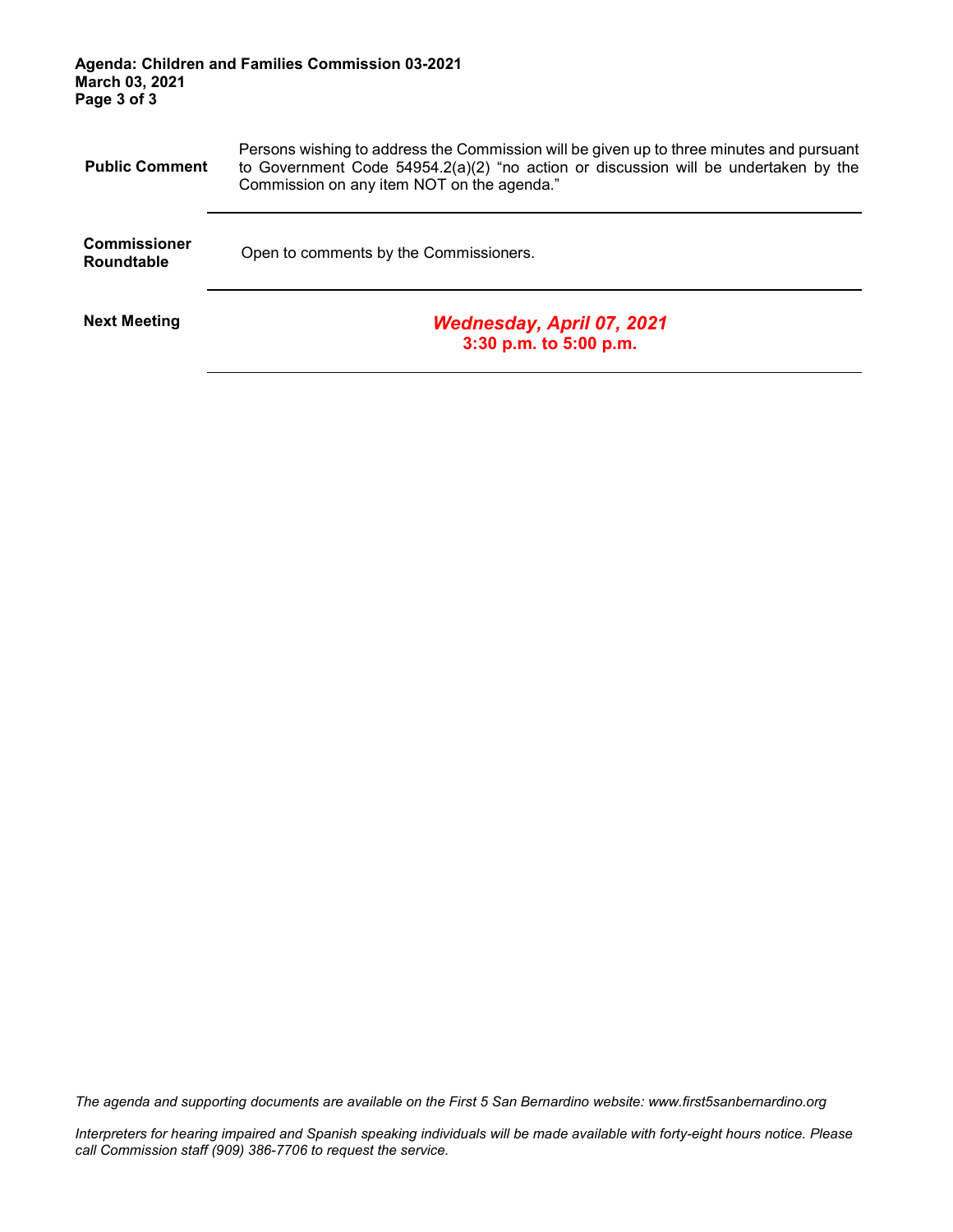| | |
|---|---|
| **Public Comment** | Persons wishing to address the Commission will be given up to three minutes and pursuant to Government Code 54954.2(a)(2) "no action or discussion will be undertaken by the Commission on any item NOT on the agenda." |
| **Commissioner Roundtable** | Open to comments by the Commissioners. |
| **Next Meeting** | ***Wednesday, April 07, 2021*** **3:30 p.m. to 5:00 p.m.** |

*The agenda and supporting documents are available on the First 5 San Bernardino website: www.first5sanbernardino.org*

*Interpreters for hearing impaired and Spanish speaking individuals will be made available with forty-eight hours notice. Please call Commission staff (909) 386-7706 to request the service.*